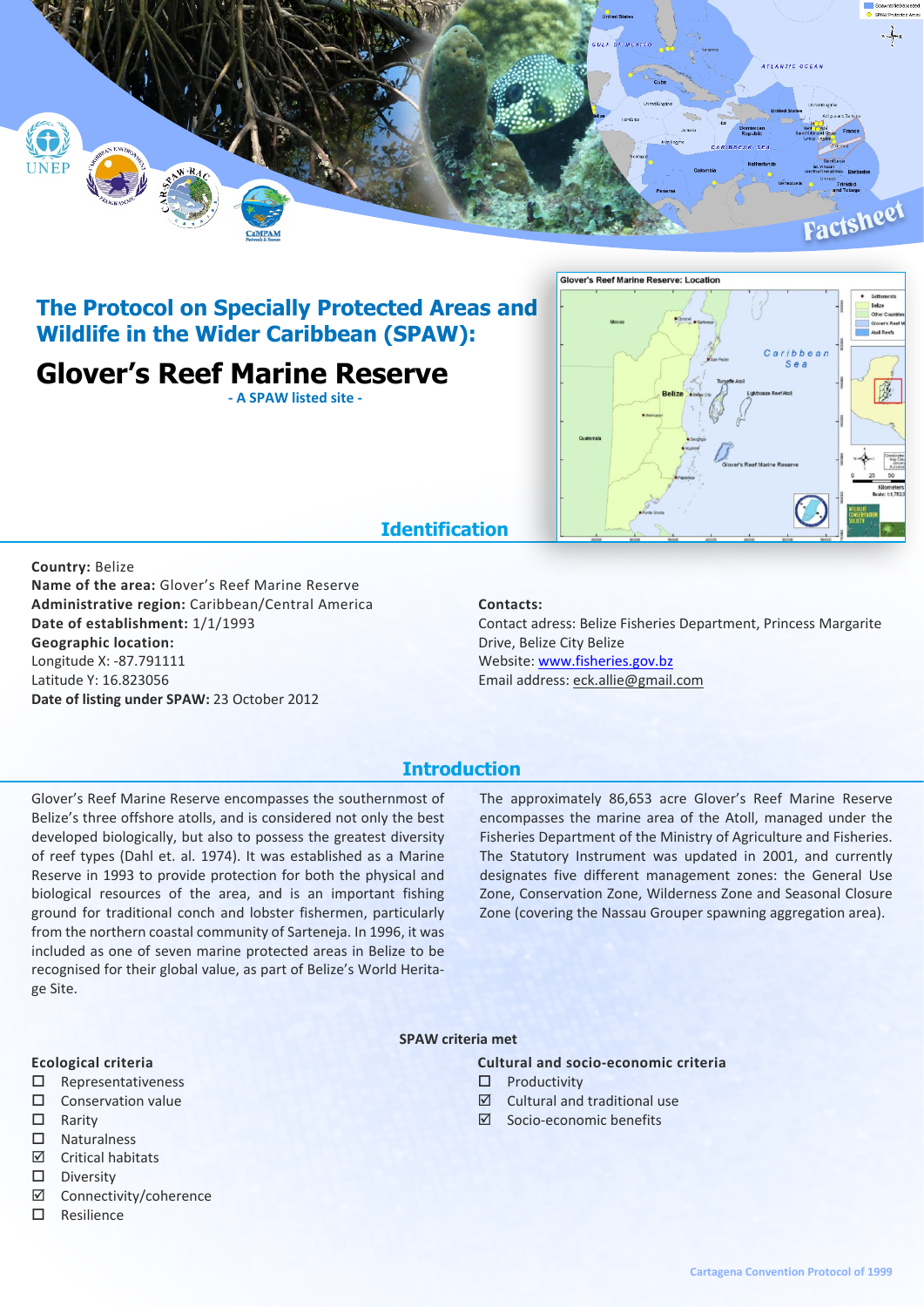# The Protocol on Specially Protected Areas and Wildlife in the Wider Caribbean (SPAW):

# Glover's Reef Marine Reserve

- A SPAW listed site -

## Identification

**Country:** Belize
**Name of the area:** Glover's Reef Marine Reserve
**Administrative region:** Caribbean/Central America
**Date of establishment:** 1/1/1993
**Geographic location:**
Longitude X: -87.791111
Latitude Y: 16.823056
**Date of listing under SPAW:** 23 October 2012

**Contacts:**
Contact adress: Belize Fisheries Department, Princess Margarite Drive, Belize City Belize
Website: www.fisheries.gov.bz
Email address: eck.allie@gmail.com

## Introduction

Glover's Reef Marine Reserve encompasses the southernmost of Belize's three offshore atolls, and is considered not only the best developed biologically, but also to possess the greatest diversity of reef types (Dahl et. al. 1974). It was established as a Marine Reserve in 1993 to provide protection for both the physical and biological resources of the area, and is an important fishing ground for traditional conch and lobster fishermen, particularly from the northern coastal community of Sarteneja. In 1996, it was included as one of seven marine protected areas in Belize to be recognised for their global value, as part of Belize's World Heritage Site.

The approximately 86,653 acre Glover's Reef Marine Reserve encompasses the marine area of the Atoll, managed under the Fisheries Department of the Ministry of Agriculture and Fisheries. The Statutory Instrument was updated in 2001, and currently designates five different management zones: the General Use Zone, Conservation Zone, Wilderness Zone and Seasonal Closure Zone (covering the Nassau Grouper spawning aggregation area).

### SPAW criteria met

**Ecological criteria**

- ☐ Representativeness
- ☐ Conservation value
- ☐ Rarity
- ☐ Naturalness
- ☑ Critical habitats
- ☐ Diversity
- ☑ Connectivity/coherence
- ☐ Resilience

**Cultural and socio-economic criteria**

- ☐ Productivity
- ☑ Cultural and traditional use
- ☑ Socio-economic benefits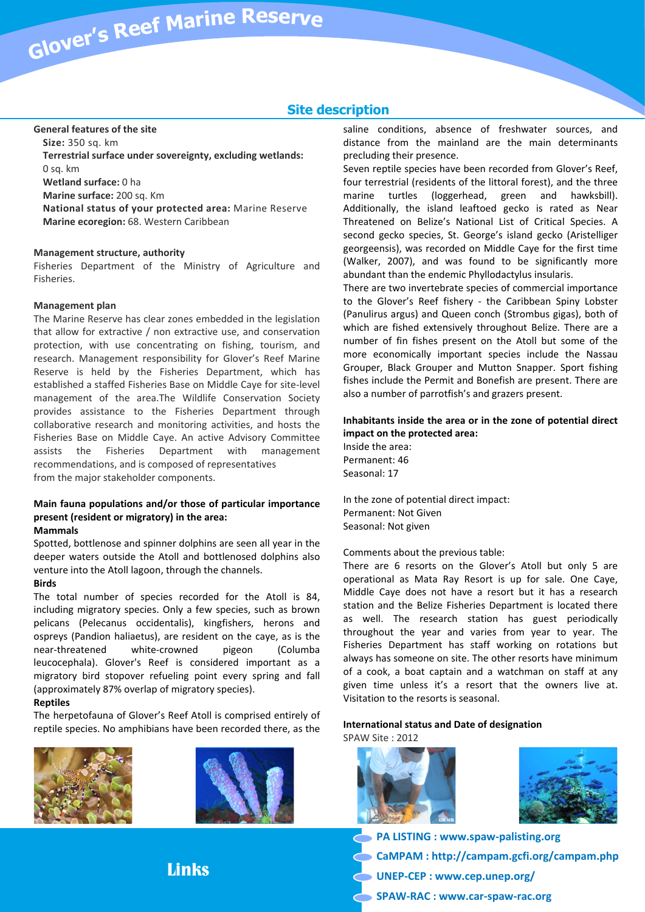# Glover's Reef Marine Reserve

## Site description

**General features of the site**

**Size:** 350 sq. km
**Terrestrial surface under sovereignty, excluding wetlands:** 0 sq. km
**Wetland surface:** 0 ha
**Marine surface:** 200 sq. Km
**National status of your protected area:** Marine Reserve
**Marine ecoregion:** 68. Western Caribbean

**Management structure, authority**

Fisheries Department of the Ministry of Agriculture and Fisheries.

**Management plan**

The Marine Reserve has clear zones embedded in the legislation that allow for extractive / non extractive use, and conservation protection, with use concentrating on fishing, tourism, and research. Management responsibility for Glover's Reef Marine Reserve is held by the Fisheries Department, which has established a staffed Fisheries Base on Middle Caye for site-level management of the area.The Wildlife Conservation Society provides assistance to the Fisheries Department through collaborative research and monitoring activities, and hosts the Fisheries Base on Middle Caye. An active Advisory Committee assists the Fisheries Department with management recommendations, and is composed of representatives from the major stakeholder components.

**Main fauna populations and/or those of particular importance present (resident or migratory) in the area:**

**Mammals**

Spotted, bottlenose and spinner dolphins are seen all year in the deeper waters outside the Atoll and bottlenosed dolphins also venture into the Atoll lagoon, through the channels.

**Birds**

The total number of species recorded for the Atoll is 84, including migratory species. Only a few species, such as brown pelicans (Pelecanus occidentalis), kingfishers, herons and ospreys (Pandion haliaetus), are resident on the caye, as is the near-threatened white-crowned pigeon (Columba leucocephala). Glover's Reef is considered important as a migratory bird stopover refueling point every spring and fall (approximately 87% overlap of migratory species).

**Reptiles**

The herpetofauna of Glover's Reef Atoll is comprised entirely of reptile species. No amphibians have been recorded there, as the saline conditions, absence of freshwater sources, and distance from the mainland are the main determinants precluding their presence.

Seven reptile species have been recorded from Glover's Reef, four terrestrial (residents of the littoral forest), and the three marine turtles (loggerhead, green and hawksbill). Additionally, the island leaftoed gecko is rated as Near Threatened on Belize's National List of Critical Species. A second gecko species, St. George's island gecko (Aristelliger georgeensis), was recorded on Middle Caye for the first time (Walker, 2007), and was found to be significantly more abundant than the endemic Phyllodactylus insularis.

There are two invertebrate species of commercial importance to the Glover's Reef fishery - the Caribbean Spiny Lobster (Panulirus argus) and Queen conch (Strombus gigas), both of which are fished extensively throughout Belize. There are a number of fin fishes present on the Atoll but some of the more economically important species include the Nassau Grouper, Black Grouper and Mutton Snapper. Sport fishing fishes include the Permit and Bonefish are present. There are also a number of parrotfish's and grazers present.

**Inhabitants inside the area or in the zone of potential direct impact on the protected area:**

Inside the area:
Permanent: 46
Seasonal: 17

In the zone of potential direct impact:
Permanent: Not Given
Seasonal: Not given

Comments about the previous table:

There are 6 resorts on the Glover's Atoll but only 5 are operational as Mata Ray Resort is up for sale. One Caye, Middle Caye does not have a resort but it has a research station and the Belize Fisheries Department is located there as well. The research station has guest periodically throughout the year and varies from year to year. The Fisheries Department has staff working on rotations but always has someone on site. The other resorts have minimum of a cook, a boat captain and a watchman on staff at any given time unless it's a resort that the owners live at. Visitation to the resorts is seasonal.

**International status and Date of designation**

SPAW Site : 2012

## Links

- **PA LISTING : www.spaw-palisting.org**
- **CaMPAM : http://campam.gcfi.org/campam.php**
- **UNEP-CEP : www.cep.unep.org/**
- **SPAW-RAC : www.car-spaw-rac.org**